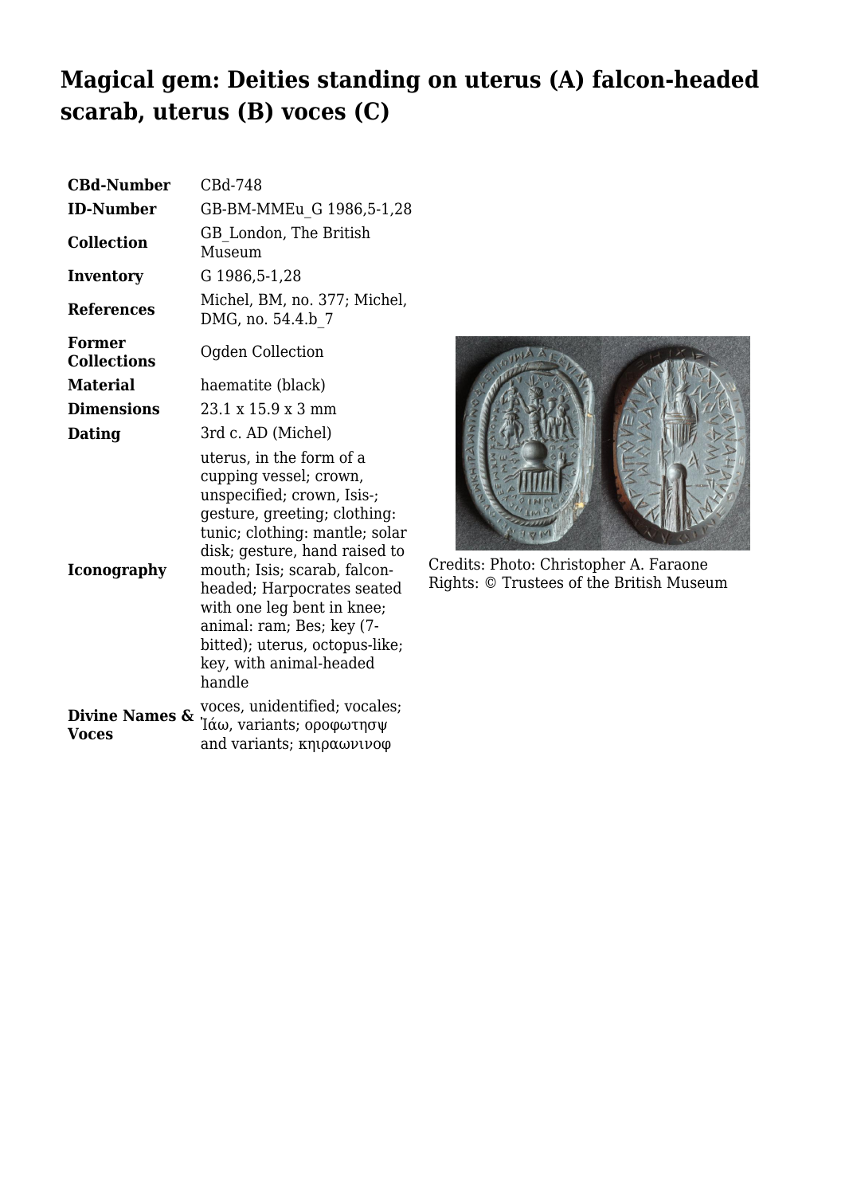# Magical gem: Deities standing on uterus (A) falcon-headed scarab, uterus (B) voces (C)

| | |
|---|---|
| **CBd-Number** | CBd-748 |
| **ID-Number** | GB-BM-MMEu_G 1986,5-1,28 |
| **Collection** | GB_London, The British Museum |
| **Inventory** | G 1986,5-1,28 |
| **References** | Michel, BM, no. 377; Michel, DMG, no. 54.4.b_7 |
| **Former Collections** | Ogden Collection |
| **Material** | haematite (black) |
| **Dimensions** | 23.1 x 15.9 x 3 mm |
| **Dating** | 3rd c. AD (Michel) |
| **Iconography** | uterus, in the form of a cupping vessel; crown, unspecified; crown, Isis-; gesture, greeting; clothing: tunic; clothing: mantle; solar disk; gesture, hand raised to mouth; Isis; scarab, falcon-headed; Harpocrates seated with one leg bent in knee; animal: ram; Bes; key (7-bitted); uterus, octopus-like; key, with animal-headed handle |
| **Divine Names & Voces** | voces, unidentified; vocales; Ἰάω, variants; οροφωτησψ and variants; κηιραωνινοφ |

Credits: Photo: Christopher A. Faraone
Rights: © Trustees of the British Museum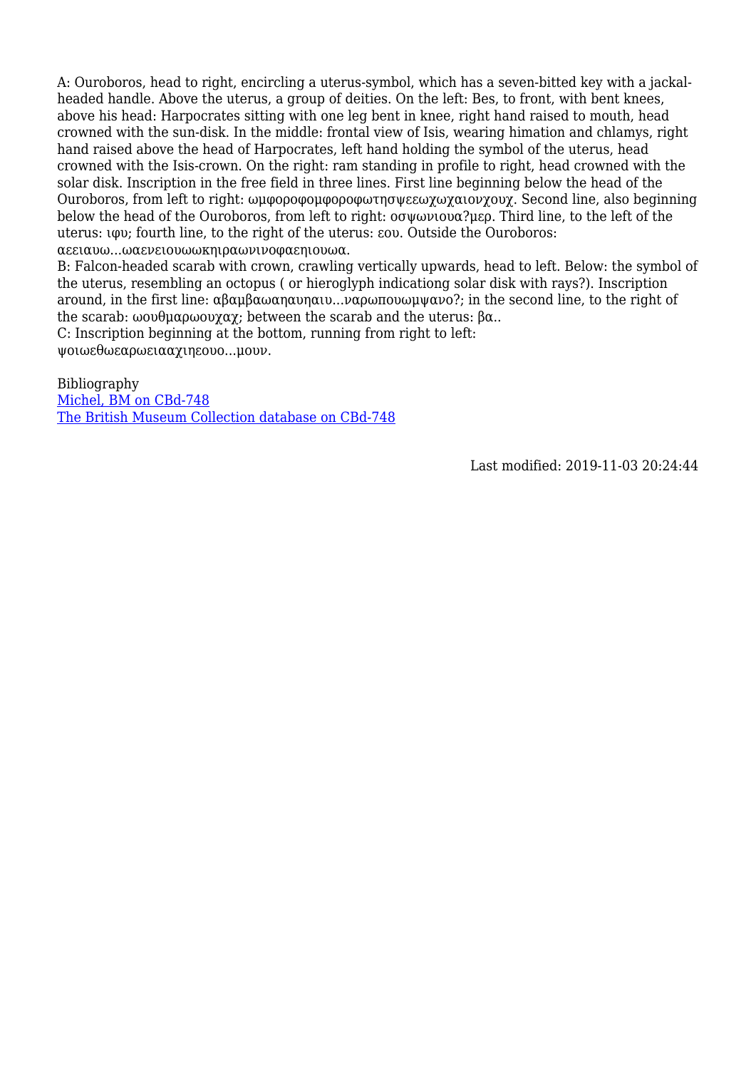A: Ouroboros, head to right, encircling a uterus-symbol, which has a seven-bitted key with a jackal-headed handle. Above the uterus, a group of deities. On the left: Bes, to front, with bent knees, above his head: Harpocrates sitting with one leg bent in knee, right hand raised to mouth, head crowned with the sun-disk. In the middle: frontal view of Isis, wearing himation and chlamys, right hand raised above the head of Harpocrates, left hand holding the symbol of the uterus, head crowned with the Isis-crown. On the right: ram standing in profile to right, head crowned with the solar disk. Inscription in the free field in three lines. First line beginning below the head of the Ouroboros, from left to right: ωμφοροφομφοροφωτησψεεωχωχαιονχουχ. Second line, also beginning below the head of the Ouroboros, from left to right: οσψωνιουα?μερ. Third line, to the left of the uterus: ιφυ; fourth line, to the right of the uterus: εου. Outside the Ouroboros: αεειαυω...ωαενειουωωκηιραωνινοφαεηιουωα.
B: Falcon-headed scarab with crown, crawling vertically upwards, head to left. Below: the symbol of the uterus, resembling an octopus ( or hieroglyph indicationg solar disk with rays?). Inscription around, in the first line: αβαμβαωαηαυηαιυ...ναρωπουωμψανο?; in the second line, to the right of the scarab: ωουθμαρωουχαχ; between the scarab and the uterus: βα..
C: Inscription beginning at the bottom, running from right to left: ψοιωεθωεαρωειααχιηεουο...μουν.

Bibliography
[Michel, BM on CBd-748]
[The British Museum Collection database on CBd-748]

Last modified: 2019-11-03 20:24:44